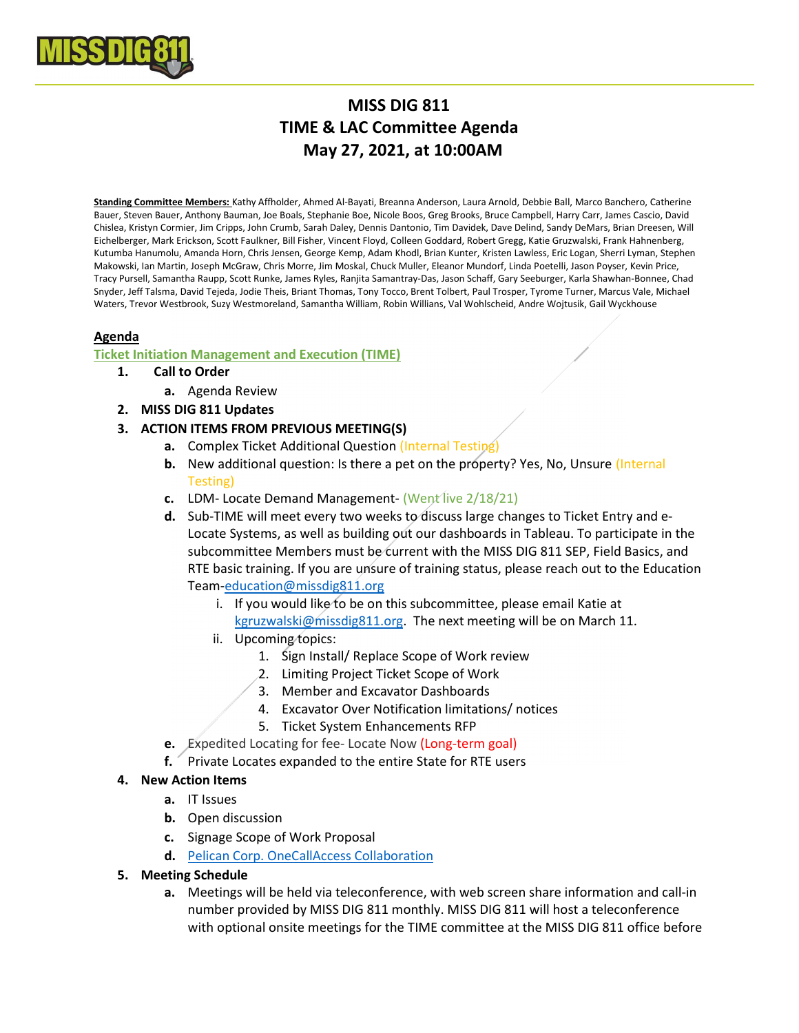# MISS DIG 811
## TIME & LAC Committee Agenda
## May 27, 2021, at 10:00AM

**Standing Committee Members:** Kathy Affholder, Ahmed Al-Bayati, Breanna Anderson, Laura Arnold, Debbie Ball, Marco Banchero, Catherine Bauer, Steven Bauer, Anthony Bauman, Joe Boals, Stephanie Boe, Nicole Boos, Greg Brooks, Bruce Campbell, Harry Carr, James Cascio, David Chislea, Kristyn Cormier, Jim Cripps, John Crumb, Sarah Daley, Dennis Dantonio, Tim Davidek, Dave Delind, Sandy DeMars, Brian Dreesen, Will Eichelberger, Mark Erickson, Scott Faulkner, Bill Fisher, Vincent Floyd, Colleen Goddard, Robert Gregg, Katie Gruzwalski, Frank Hahnenberg, Kutumba Hanumolu, Amanda Horn, Chris Jensen, George Kemp, Adam Khodl, Brian Kunter, Kristen Lawless, Eric Logan, Sherri Lyman, Stephen Makowski, Ian Martin, Joseph McGraw, Chris Morre, Jim Moskal, Chuck Muller, Eleanor Mundorf, Linda Poetelli, Jason Poyser, Kevin Price, Tracy Pursell, Samantha Raupp, Scott Runke, James Ryles, Ranjita Samantray-Das, Jason Schaff, Gary Seeburger, Karla Shawhan-Bonnee, Chad Snyder, Jeff Talsma, David Tejeda, Jodie Theis, Briant Thomas, Tony Tocco, Brent Tolbert, Paul Trosper, Tyrome Turner, Marcus Vale, Michael Waters, Trevor Westbrook, Suzy Westmoreland, Samantha William, Robin Willians, Val Wohlscheid, Andre Wojtusik, Gail Wyckhouse

**Agenda**

Ticket Initiation Management and Execution (TIME)

1. **Call to Order**
   a. Agenda Review
2. **MISS DIG 811 Updates**
3. **ACTION ITEMS FROM PREVIOUS MEETING(S)**
   a. Complex Ticket Additional Question (Internal Testing)
   b. New additional question: Is there a pet on the property? Yes, No, Unsure (Internal Testing)
   c. LDM- Locate Demand Management- (Went live 2/18/21)
   d. Sub-TIME will meet every two weeks to discuss large changes to Ticket Entry and e-Locate Systems, as well as building out our dashboards in Tableau. To participate in the subcommittee Members must be current with the MISS DIG 811 SEP, Field Basics, and RTE basic training. If you are unsure of training status, please reach out to the Education Team-education@missdig811.org
      i. If you would like to be on this subcommittee, please email Katie at kgruzwalski@missdig811.org. The next meeting will be on March 11.
      ii. Upcoming topics:
         1. Sign Install/ Replace Scope of Work review
         2. Limiting Project Ticket Scope of Work
         3. Member and Excavator Dashboards
         4. Excavator Over Notification limitations/ notices
         5. Ticket System Enhancements RFP
   e. Expedited Locating for fee- Locate Now (Long-term goal)
   f. Private Locates expanded to the entire State for RTE users
4. **New Action Items**
   a. IT Issues
   b. Open discussion
   c. Signage Scope of Work Proposal
   d. Pelican Corp. OneCallAccess Collaboration
5. **Meeting Schedule**
   a. Meetings will be held via teleconference, with web screen share information and call-in number provided by MISS DIG 811 monthly. MISS DIG 811 will host a teleconference with optional onsite meetings for the TIME committee at the MISS DIG 811 office before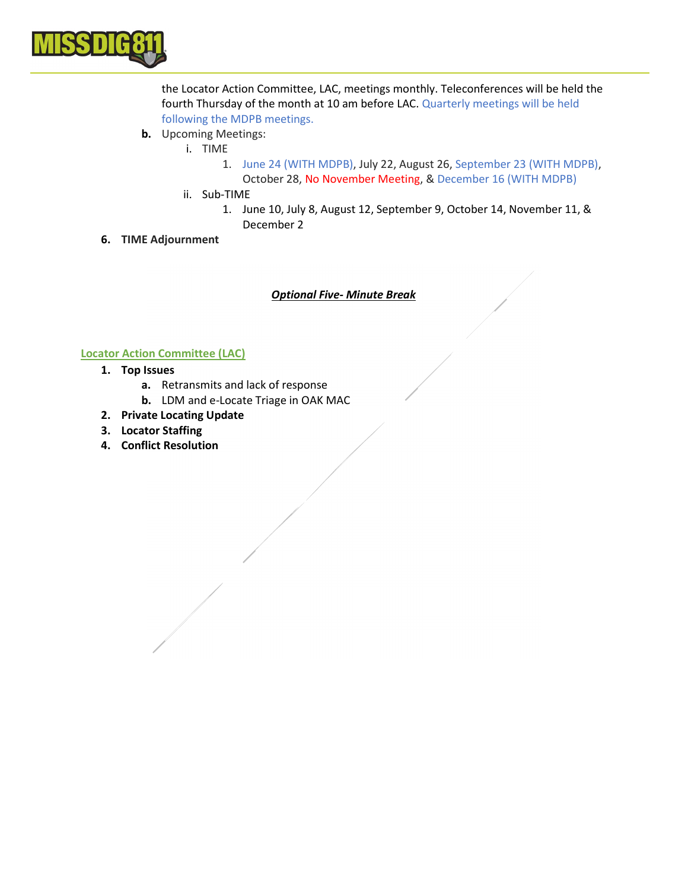the Locator Action Committee, LAC, meetings monthly. Teleconferences will be held the fourth Thursday of the month at 10 am before LAC. Quarterly meetings will be held following the MDPB meetings.

   b. Upcoming Meetings:
      i. TIME
         1. June 24 (WITH MDPB), July 22, August 26, September 23 (WITH MDPB), October 28, No November Meeting, & December 16 (WITH MDPB)
      ii. Sub-TIME
         1. June 10, July 8, August 12, September 9, October 14, November 11, & December 2

6. **TIME Adjournment**

***Optional Five- Minute Break***

## Locator Action Committee (LAC)

1. **Top Issues**
   a. Retransmits and lack of response
   b. LDM and e-Locate Triage in OAK MAC
2. **Private Locating Update**
3. **Locator Staffing**
4. **Conflict Resolution**